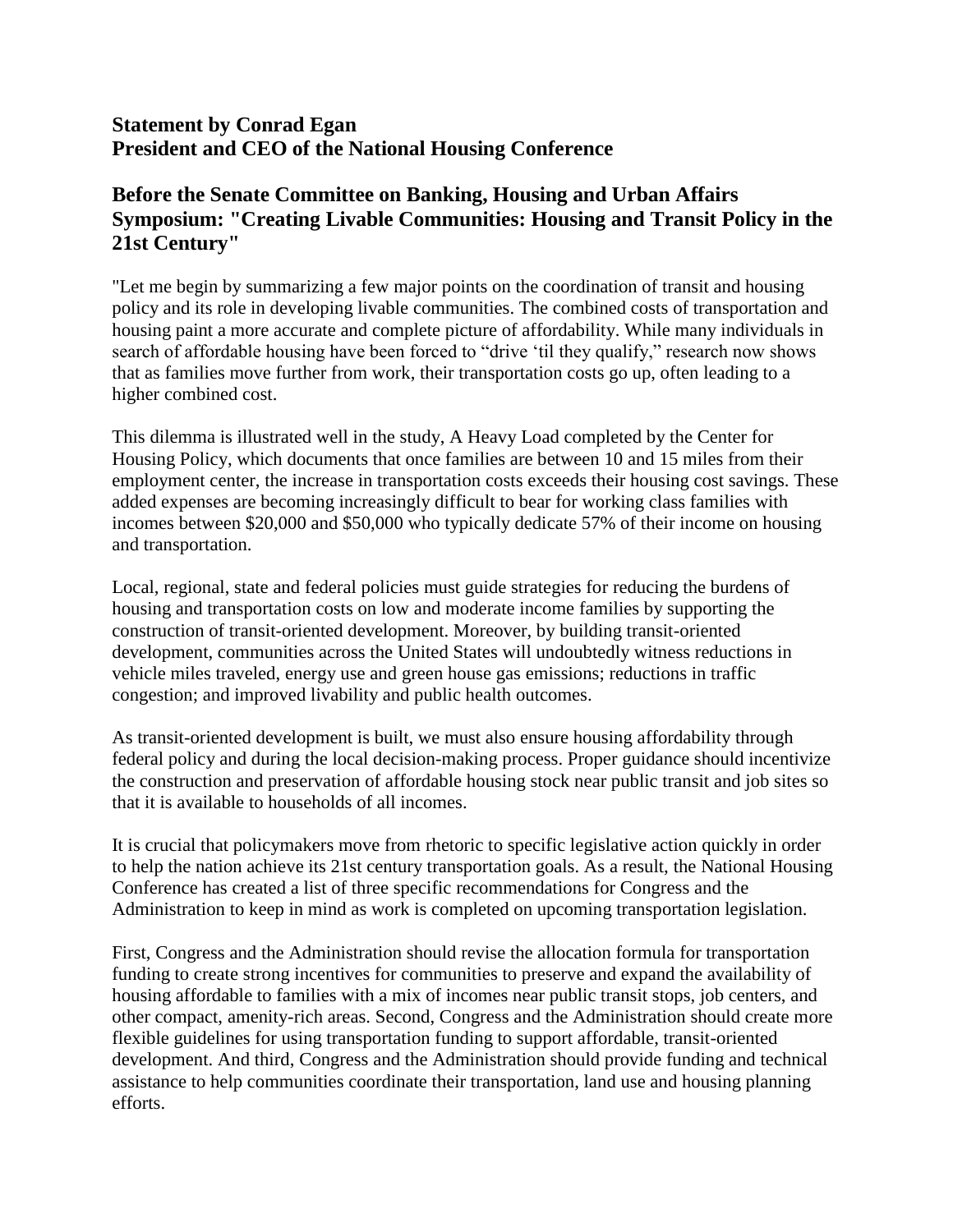## Statement by Conrad Egan
## President and CEO of the National Housing Conference

### Before the Senate Committee on Banking, Housing and Urban Affairs Symposium: "Creating Livable Communities: Housing and Transit Policy in the 21st Century"

"Let me begin by summarizing a few major points on the coordination of transit and housing policy and its role in developing livable communities. The combined costs of transportation and housing paint a more accurate and complete picture of affordability. While many individuals in search of affordable housing have been forced to "drive 'til they qualify," research now shows that as families move further from work, their transportation costs go up, often leading to a higher combined cost.

This dilemma is illustrated well in the study, A Heavy Load completed by the Center for Housing Policy, which documents that once families are between 10 and 15 miles from their employment center, the increase in transportation costs exceeds their housing cost savings. These added expenses are becoming increasingly difficult to bear for working class families with incomes between $20,000 and $50,000 who typically dedicate 57% of their income on housing and transportation.

Local, regional, state and federal policies must guide strategies for reducing the burdens of housing and transportation costs on low and moderate income families by supporting the construction of transit-oriented development. Moreover, by building transit-oriented development, communities across the United States will undoubtedly witness reductions in vehicle miles traveled, energy use and green house gas emissions; reductions in traffic congestion; and improved livability and public health outcomes.

As transit-oriented development is built, we must also ensure housing affordability through federal policy and during the local decision-making process. Proper guidance should incentivize the construction and preservation of affordable housing stock near public transit and job sites so that it is available to households of all incomes.

It is crucial that policymakers move from rhetoric to specific legislative action quickly in order to help the nation achieve its 21st century transportation goals. As a result, the National Housing Conference has created a list of three specific recommendations for Congress and the Administration to keep in mind as work is completed on upcoming transportation legislation.

First, Congress and the Administration should revise the allocation formula for transportation funding to create strong incentives for communities to preserve and expand the availability of housing affordable to families with a mix of incomes near public transit stops, job centers, and other compact, amenity-rich areas. Second, Congress and the Administration should create more flexible guidelines for using transportation funding to support affordable, transit-oriented development. And third, Congress and the Administration should provide funding and technical assistance to help communities coordinate their transportation, land use and housing planning efforts.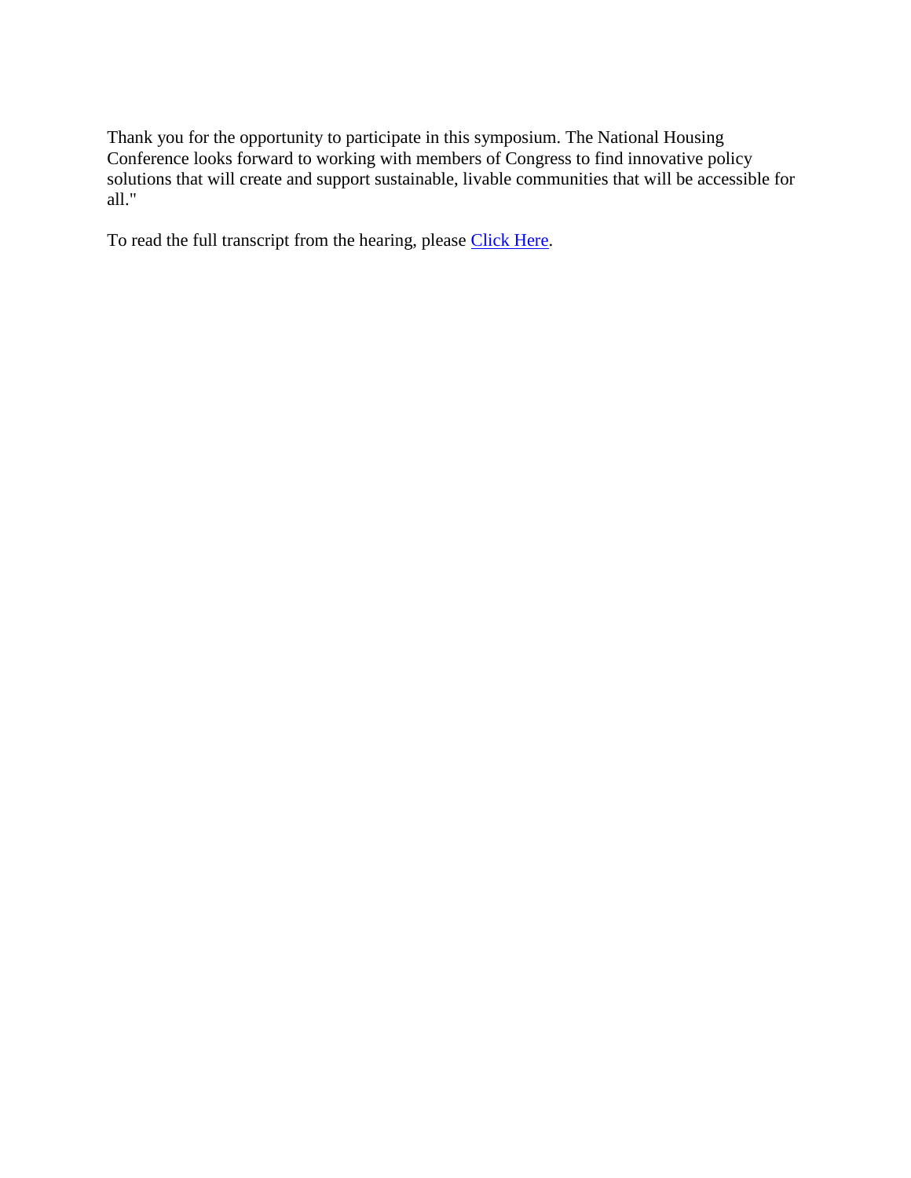Thank you for the opportunity to participate in this symposium. The National Housing Conference looks forward to working with members of Congress to find innovative policy solutions that will create and support sustainable, livable communities that will be accessible for all."

To read the full transcript from the hearing, please Click Here.